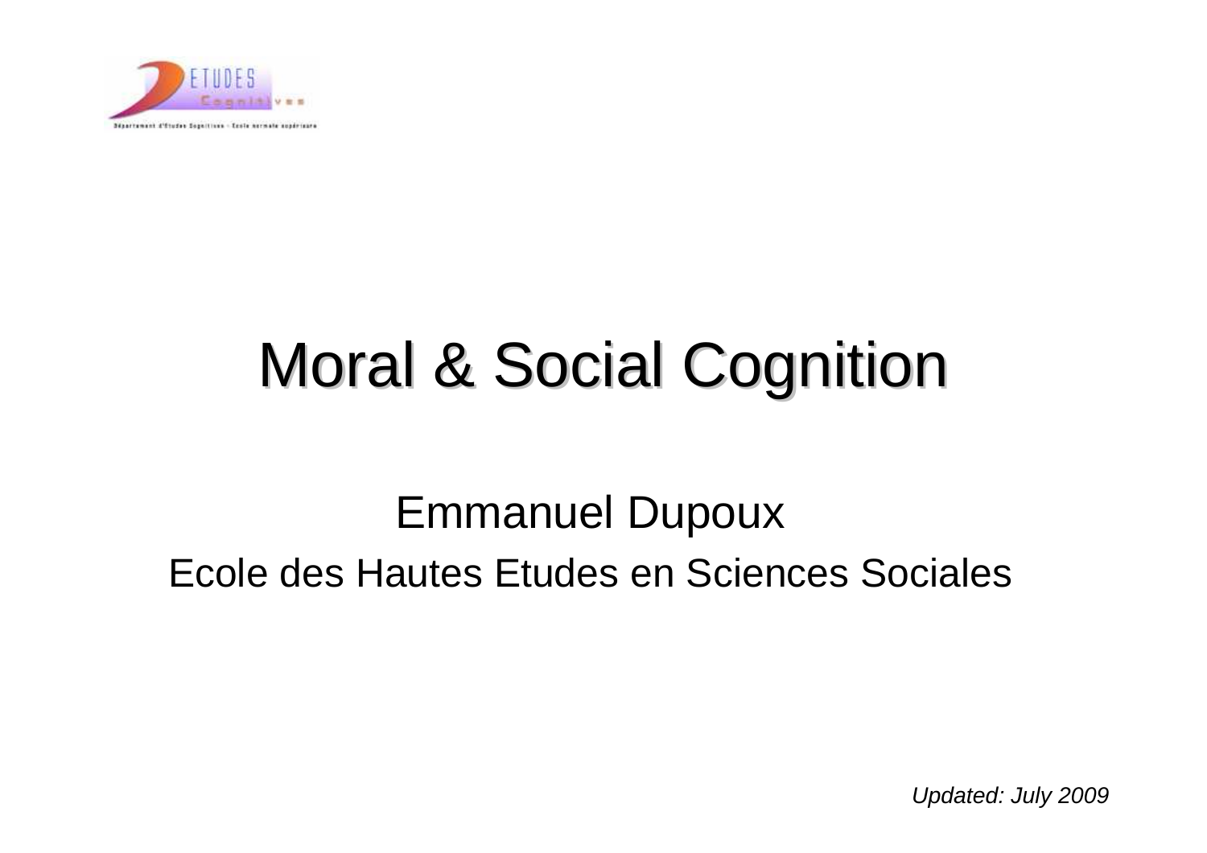# Moral & Social Cognition

Emmanuel Dupoux

Ecole des Hautes Etudes en Sciences Sociales

*Updated: July 2009*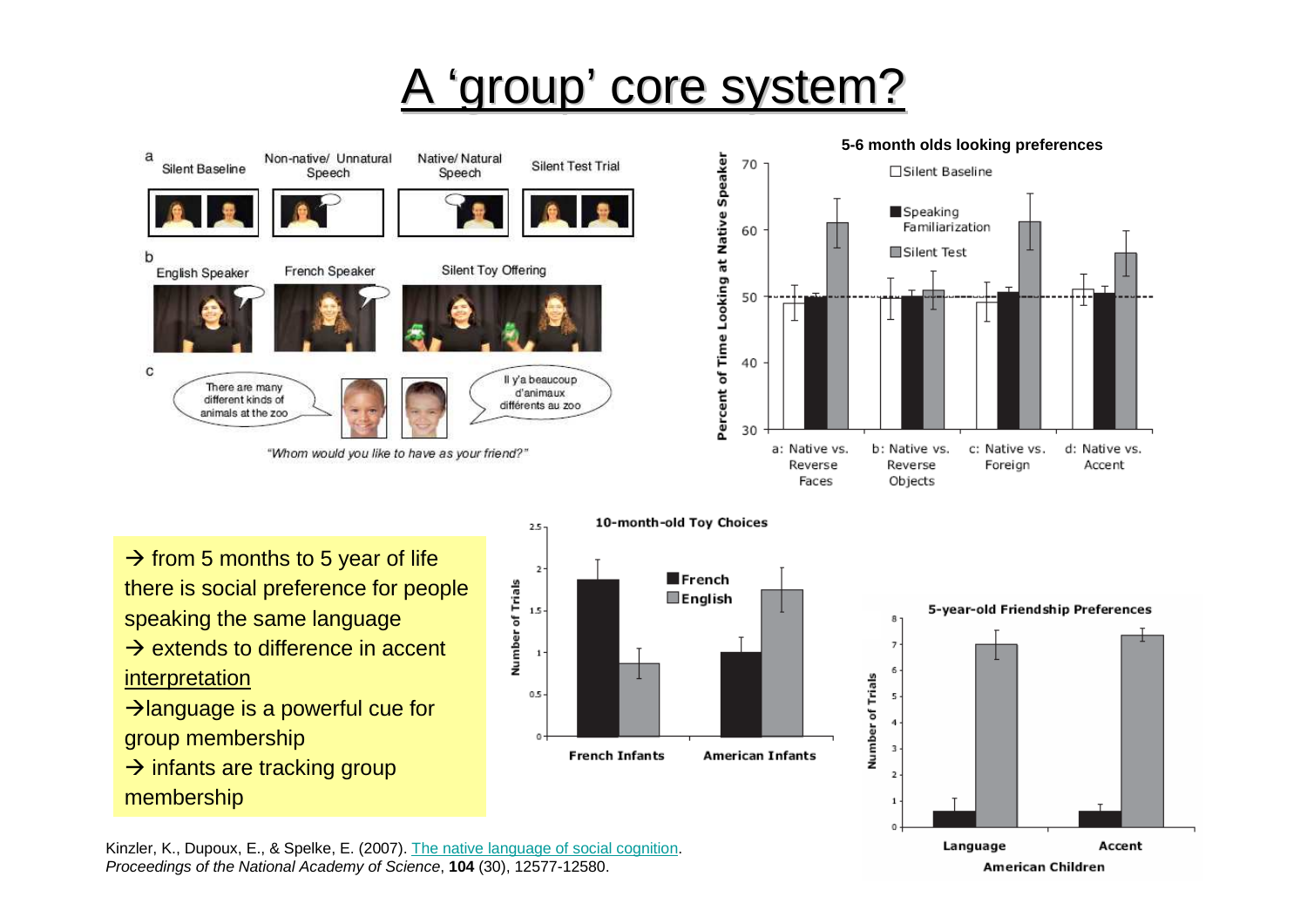# A 'group' core system?

a

Silent Baseline

Non-native/ Unnatural Speech

Native/ Natural Speech

Silent Test Trial

b

English Speaker

French Speaker

Silent Toy Offering

c

There are many different kinds of animals at the zoo

Il y'a beaucoup d'animaux différents au zoo

"Whom would you like to have as your friend?"

5-6 month olds looking preferences

Percent of Time Looking at Native Speaker

70

60

50

40

30

Silent Baseline

Speaking Familiarization

Silent Test

a: Native vs. Reverse Faces

b: Native vs. Reverse Objects

c: Native vs. Foreign

d: Native vs. Accent

- → from 5 months to 5 year of life there is social preference for people speaking the same language
- → extends to difference in accent

interpretation

- →language is a powerful cue for group membership
- → infants are tracking group membership

10-month-old Toy Choices

Number of Trials

2.5

2

1.5

1

0.5

0

French

English

French Infants

American Infants

5-year-old Friendship Preferences

Number of Trials

8

7

6

5

4

3

2

1

0

Language

Accent

American Children

Kinzler, K., Dupoux, E., & Spelke, E. (2007). The native language of social cognition. *Proceedings of the National Academy of Science*, **104** (30), 12577-12580.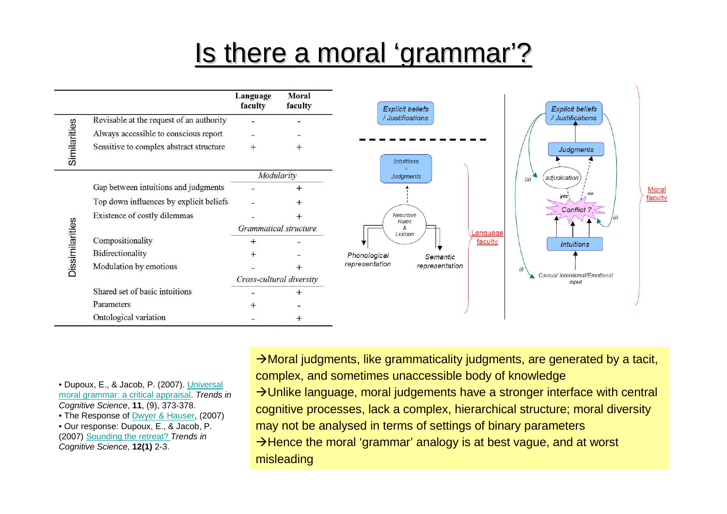# Is there a moral 'grammar'?

| | | Language faculty | Moral faculty |
|---|---|---|---|
| Similarities | Revisable at the request of an authority | - | - |
| | Always accessible to conscious report | - | - |
| | Sensitive to complex abstract structure | + | + |
| | | *Modularity* | |
| Dissimilarities | Gap between intuitions and judgments | - | + |
| | Top down influences by explicit beliefs | - | + |
| | Existence of costly dilemmas | - | + |
| | | *Grammatical structure* | |
| | Compositionality | + | - |
| | Bidirectionality | + | - |
| | Modulation by emotions | - | + |
| | | *Cross-cultural diversity* | |
| | Shared set of basic intuitions | - | + |
| | Parameters | + | - |
| | Ontological variation | - | + |

Explicit beliefs / Justifications

Intuitions = Judgments

Recursive Rules & Lexicon

Phonological representation

Semantic representation

Language faculty

Explicit beliefs / Justifications

Judgments

adjudication

(iii)

yes

no

Conflict ?

(ii)

Intuitions

(i)

Causal/ Intentional/Emotional input

Moral faculty

- Dupoux, E., & Jacob, P. (2007). Universal moral grammar: a critical appraisal. *Trends in Cognitive Science*, **11**, (9), 373-378.
- The Response of Dwyer & Hauser, (2007)
- Our response: Dupoux, E., & Jacob, P. (2007) Sounding the retreat? *Trends in Cognitive Science*, **12(1)** 2-3.

→Moral judgments, like grammaticality judgments, are generated by a tacit, complex, and sometimes unaccessible body of knowledge

→Unlike language, moral judgements have a stronger interface with central cognitive processes, lack a complex, hierarchical structure; moral diversity may not be analysed in terms of settings of binary parameters

→Hence the moral 'grammar' analogy is at best vague, and at worst misleading